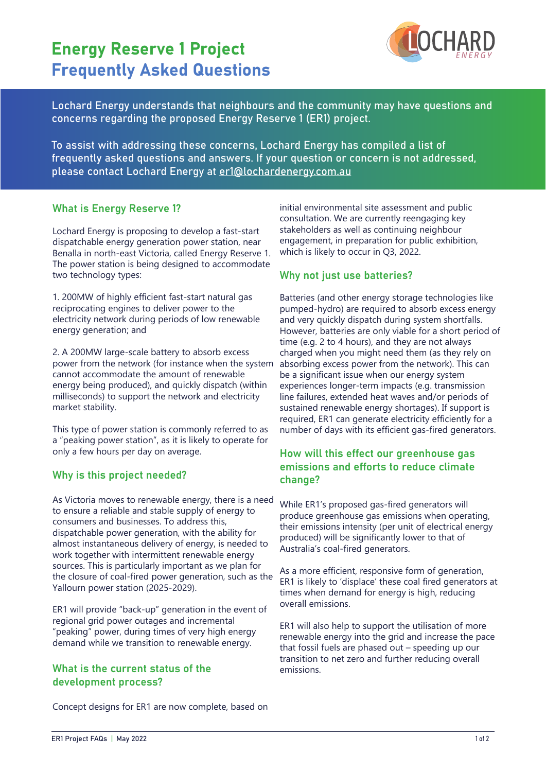# Energy Reserve 1 Project
# Frequently Asked Questions

Lochard Energy understands that neighbours and the community may have questions and concerns regarding the proposed Energy Reserve 1 (ER1) project.

To assist with addressing these concerns, Lochard Energy has compiled a list of frequently asked questions and answers. If your question or concern is not addressed, please contact Lochard Energy at er1@lochardenergy.com.au

## What is Energy Reserve 1?

Lochard Energy is proposing to develop a fast-start dispatchable energy generation power station, near Benalla in north-east Victoria, called Energy Reserve 1. The power station is being designed to accommodate two technology types:

1. 200MW of highly efficient fast-start natural gas reciprocating engines to deliver power to the electricity network during periods of low renewable energy generation; and

2. A 200MW large-scale battery to absorb excess power from the network (for instance when the system cannot accommodate the amount of renewable energy being produced), and quickly dispatch (within milliseconds) to support the network and electricity market stability.

This type of power station is commonly referred to as a "peaking power station", as it is likely to operate for only a few hours per day on average.

## Why is this project needed?

As Victoria moves to renewable energy, there is a need to ensure a reliable and stable supply of energy to consumers and businesses. To address this, dispatchable power generation, with the ability for almost instantaneous delivery of energy, is needed to work together with intermittent renewable energy sources. This is particularly important as we plan for the closure of coal-fired power generation, such as the Yallourn power station (2025-2029).

ER1 will provide "back-up" generation in the event of regional grid power outages and incremental "peaking" power, during times of very high energy demand while we transition to renewable energy.

## What is the current status of the development process?

Concept designs for ER1 are now complete, based on initial environmental site assessment and public consultation. We are currently reengaging key stakeholders as well as continuing neighbour engagement, in preparation for public exhibition, which is likely to occur in Q3, 2022.

## Why not just use batteries?

Batteries (and other energy storage technologies like pumped-hydro) are required to absorb excess energy and very quickly dispatch during system shortfalls. However, batteries are only viable for a short period of time (e.g. 2 to 4 hours), and they are not always charged when you might need them (as they rely on absorbing excess power from the network). This can be a significant issue when our energy system experiences longer-term impacts (e.g. transmission line failures, extended heat waves and/or periods of sustained renewable energy shortages). If support is required, ER1 can generate electricity efficiently for a number of days with its efficient gas-fired generators.

## How will this effect our greenhouse gas emissions and efforts to reduce climate change?

While ER1's proposed gas-fired generators will produce greenhouse gas emissions when operating, their emissions intensity (per unit of electrical energy produced) will be significantly lower to that of Australia's coal-fired generators.

As a more efficient, responsive form of generation, ER1 is likely to 'displace' these coal fired generators at times when demand for energy is high, reducing overall emissions.

ER1 will also help to support the utilisation of more renewable energy into the grid and increase the pace that fossil fuels are phased out – speeding up our transition to net zero and further reducing overall emissions.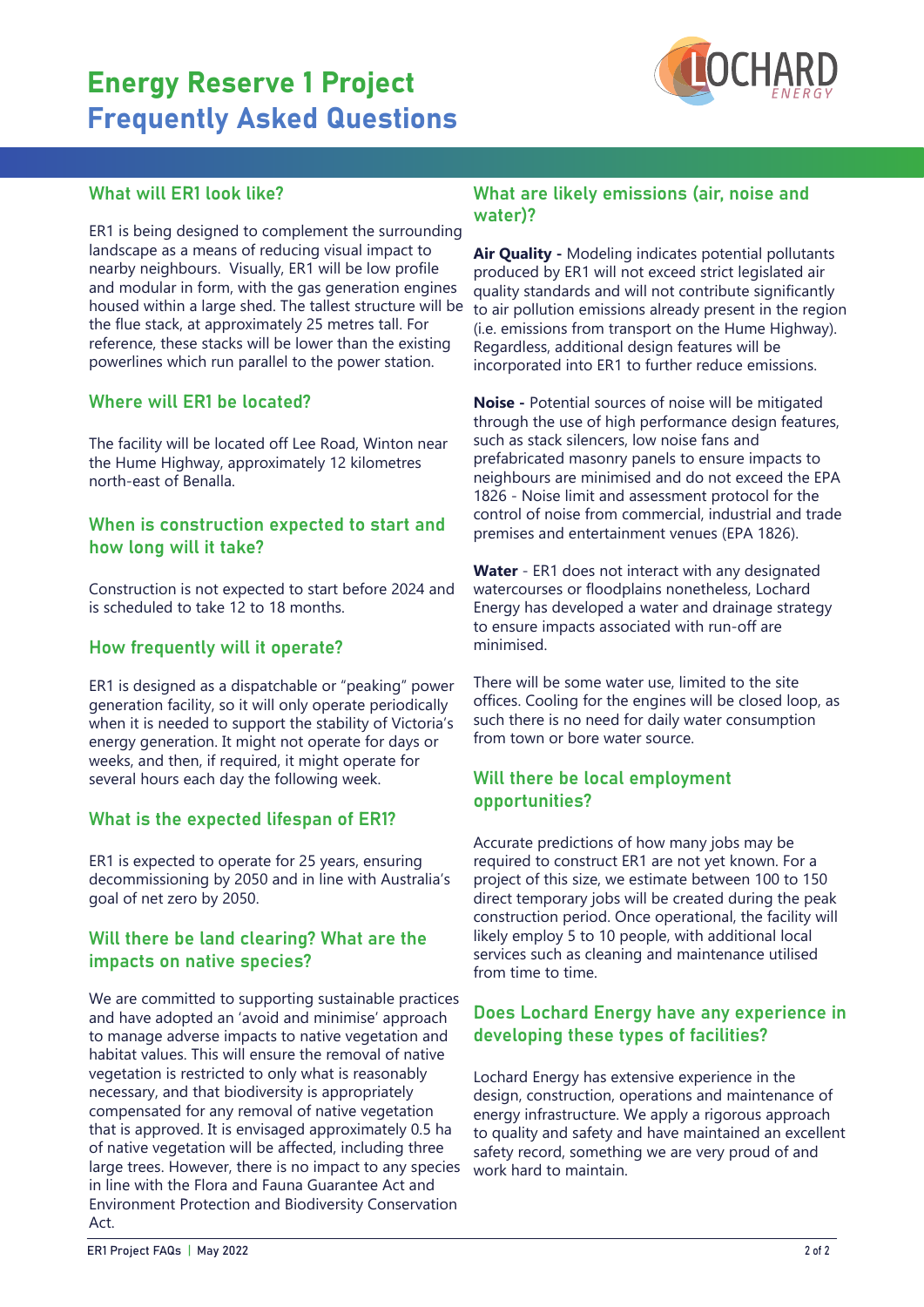# Energy Reserve 1 Project
# Frequently Asked Questions

## What will ER1 look like?

ER1 is being designed to complement the surrounding landscape as a means of reducing visual impact to nearby neighbours. Visually, ER1 will be low profile and modular in form, with the gas generation engines housed within a large shed. The tallest structure will be the flue stack, at approximately 25 metres tall. For reference, these stacks will be lower than the existing powerlines which run parallel to the power station.

## Where will ER1 be located?

The facility will be located off Lee Road, Winton near the Hume Highway, approximately 12 kilometres north-east of Benalla.

## When is construction expected to start and how long will it take?

Construction is not expected to start before 2024 and is scheduled to take 12 to 18 months.

## How frequently will it operate?

ER1 is designed as a dispatchable or "peaking" power generation facility, so it will only operate periodically when it is needed to support the stability of Victoria's energy generation. It might not operate for days or weeks, and then, if required, it might operate for several hours each day the following week.

## What is the expected lifespan of ER1?

ER1 is expected to operate for 25 years, ensuring decommissioning by 2050 and in line with Australia's goal of net zero by 2050.

## Will there be land clearing? What are the impacts on native species?

We are committed to supporting sustainable practices and have adopted an 'avoid and minimise' approach to manage adverse impacts to native vegetation and habitat values. This will ensure the removal of native vegetation is restricted to only what is reasonably necessary, and that biodiversity is appropriately compensated for any removal of native vegetation that is approved. It is envisaged approximately 0.5 ha of native vegetation will be affected, including three large trees. However, there is no impact to any species in line with the Flora and Fauna Guarantee Act and Environment Protection and Biodiversity Conservation Act.

## What are likely emissions (air, noise and water)?

**Air Quality -** Modeling indicates potential pollutants produced by ER1 will not exceed strict legislated air quality standards and will not contribute significantly to air pollution emissions already present in the region (i.e. emissions from transport on the Hume Highway). Regardless, additional design features will be incorporated into ER1 to further reduce emissions.

**Noise -** Potential sources of noise will be mitigated through the use of high performance design features, such as stack silencers, low noise fans and prefabricated masonry panels to ensure impacts to neighbours are minimised and do not exceed the EPA 1826 - Noise limit and assessment protocol for the control of noise from commercial, industrial and trade premises and entertainment venues (EPA 1826).

**Water** - ER1 does not interact with any designated watercourses or floodplains nonetheless, Lochard Energy has developed a water and drainage strategy to ensure impacts associated with run-off are minimised.

There will be some water use, limited to the site offices. Cooling for the engines will be closed loop, as such there is no need for daily water consumption from town or bore water source.

## Will there be local employment opportunities?

Accurate predictions of how many jobs may be required to construct ER1 are not yet known. For a project of this size, we estimate between 100 to 150 direct temporary jobs will be created during the peak construction period. Once operational, the facility will likely employ 5 to 10 people, with additional local services such as cleaning and maintenance utilised from time to time.

## Does Lochard Energy have any experience in developing these types of facilities?

Lochard Energy has extensive experience in the design, construction, operations and maintenance of energy infrastructure. We apply a rigorous approach to quality and safety and have maintained an excellent safety record, something we are very proud of and work hard to maintain.